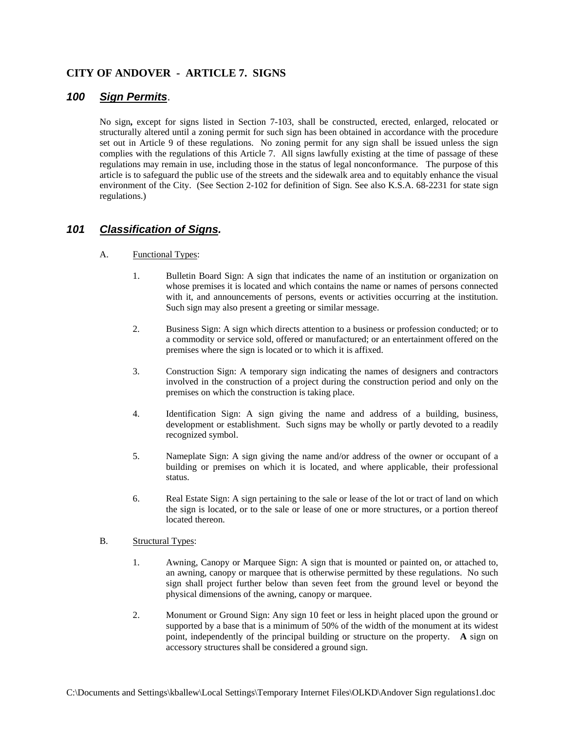# CITY OF ANDOVER - ARTICLE 7. SIGNS

## *100 Sign Permits*.

No sign**,** except for signs listed in Section 7-103, shall be constructed, erected, enlarged, relocated or structurally altered until a zoning permit for such sign has been obtained in accordance with the procedure set out in Article 9 of these regulations. No zoning permit for any sign shall be issued unless the sign complies with the regulations of this Article 7. All signs lawfully existing at the time of passage of these regulations may remain in use, including those in the status of legal nonconformance. The purpose of this article is to safeguard the public use of the streets and the sidewalk area and to equitably enhance the visual environment of the City. (See Section 2-102 for definition of Sign. See also K.S.A. 68-2231 for state sign regulations.)

## *101 Classification of Signs.*

A. Functional Types:

1. Bulletin Board Sign: A sign that indicates the name of an institution or organization on whose premises it is located and which contains the name or names of persons connected with it, and announcements of persons, events or activities occurring at the institution. Such sign may also present a greeting or similar message.

2. Business Sign: A sign which directs attention to a business or profession conducted; or to a commodity or service sold, offered or manufactured; or an entertainment offered on the premises where the sign is located or to which it is affixed.

3. Construction Sign: A temporary sign indicating the names of designers and contractors involved in the construction of a project during the construction period and only on the premises on which the construction is taking place.

4. Identification Sign: A sign giving the name and address of a building, business, development or establishment. Such signs may be wholly or partly devoted to a readily recognized symbol.

5. Nameplate Sign: A sign giving the name and/or address of the owner or occupant of a building or premises on which it is located, and where applicable, their professional status.

6. Real Estate Sign: A sign pertaining to the sale or lease of the lot or tract of land on which the sign is located, or to the sale or lease of one or more structures, or a portion thereof located thereon.

B. Structural Types:

1. Awning, Canopy or Marquee Sign: A sign that is mounted or painted on, or attached to, an awning, canopy or marquee that is otherwise permitted by these regulations. No such sign shall project further below than seven feet from the ground level or beyond the physical dimensions of the awning, canopy or marquee.

2. Monument or Ground Sign: Any sign 10 feet or less in height placed upon the ground or supported by a base that is a minimum of 50% of the width of the monument at its widest point, independently of the principal building or structure on the property. **A** sign on accessory structures shall be considered a ground sign.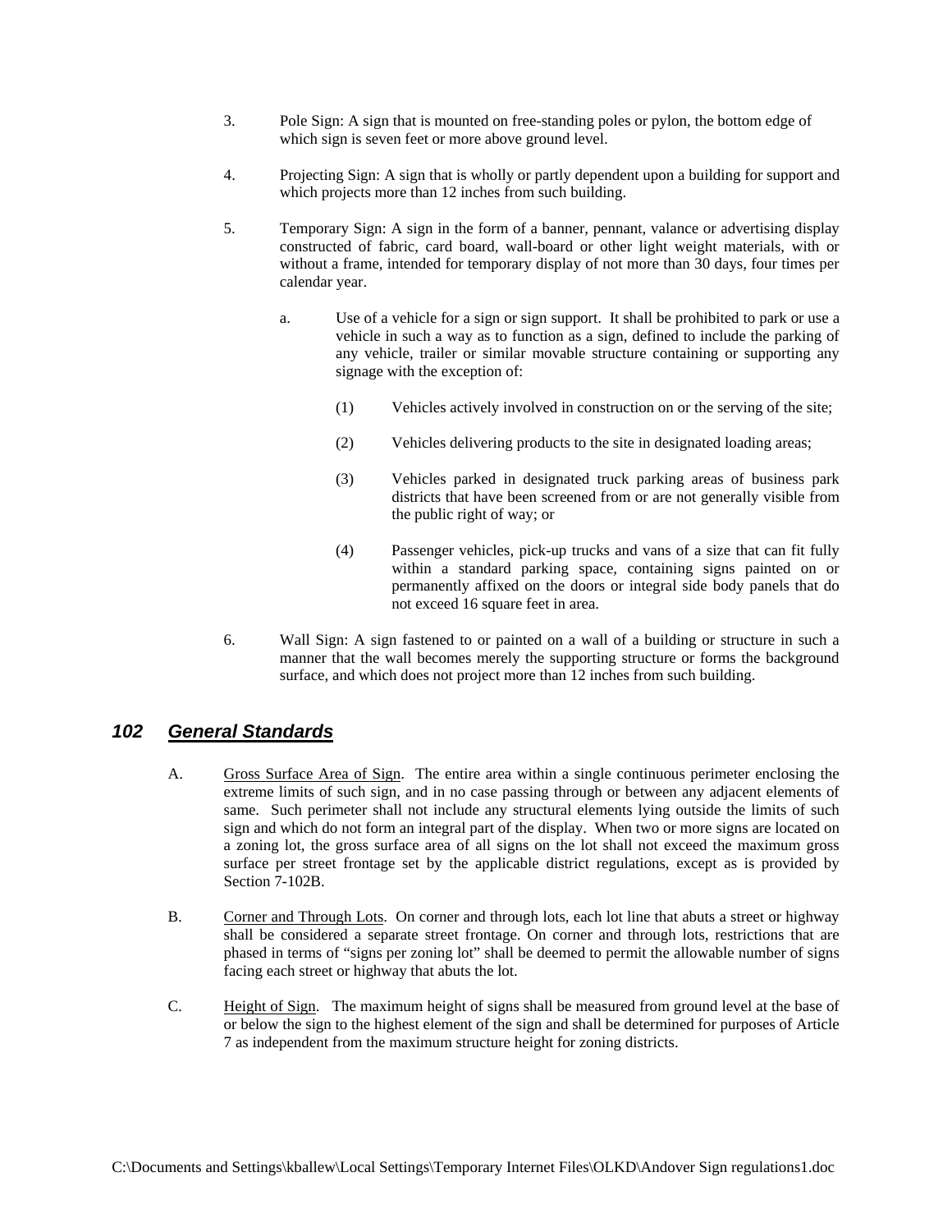3. Pole Sign: A sign that is mounted on free-standing poles or pylon, the bottom edge of which sign is seven feet or more above ground level.

4. Projecting Sign: A sign that is wholly or partly dependent upon a building for support and which projects more than 12 inches from such building.

5. Temporary Sign: A sign in the form of a banner, pennant, valance or advertising display constructed of fabric, card board, wall-board or other light weight materials, with or without a frame, intended for temporary display of not more than 30 days, four times per calendar year.

   a. Use of a vehicle for a sign or sign support. It shall be prohibited to park or use a vehicle in such a way as to function as a sign, defined to include the parking of any vehicle, trailer or similar movable structure containing or supporting any signage with the exception of:

      (1) Vehicles actively involved in construction on or the serving of the site;

      (2) Vehicles delivering products to the site in designated loading areas;

      (3) Vehicles parked in designated truck parking areas of business park districts that have been screened from or are not generally visible from the public right of way; or

      (4) Passenger vehicles, pick-up trucks and vans of a size that can fit fully within a standard parking space, containing signs painted on or permanently affixed on the doors or integral side body panels that do not exceed 16 square feet in area.

6. Wall Sign: A sign fastened to or painted on a wall of a building or structure in such a manner that the wall becomes merely the supporting structure or forms the background surface, and which does not project more than 12 inches from such building.

## *102 General Standards*

A. Gross Surface Area of Sign. The entire area within a single continuous perimeter enclosing the extreme limits of such sign, and in no case passing through or between any adjacent elements of same. Such perimeter shall not include any structural elements lying outside the limits of such sign and which do not form an integral part of the display. When two or more signs are located on a zoning lot, the gross surface area of all signs on the lot shall not exceed the maximum gross surface per street frontage set by the applicable district regulations, except as is provided by Section 7-102B.

B. Corner and Through Lots. On corner and through lots, each lot line that abuts a street or highway shall be considered a separate street frontage. On corner and through lots, restrictions that are phased in terms of "signs per zoning lot" shall be deemed to permit the allowable number of signs facing each street or highway that abuts the lot.

C. Height of Sign. The maximum height of signs shall be measured from ground level at the base of or below the sign to the highest element of the sign and shall be determined for purposes of Article 7 as independent from the maximum structure height for zoning districts.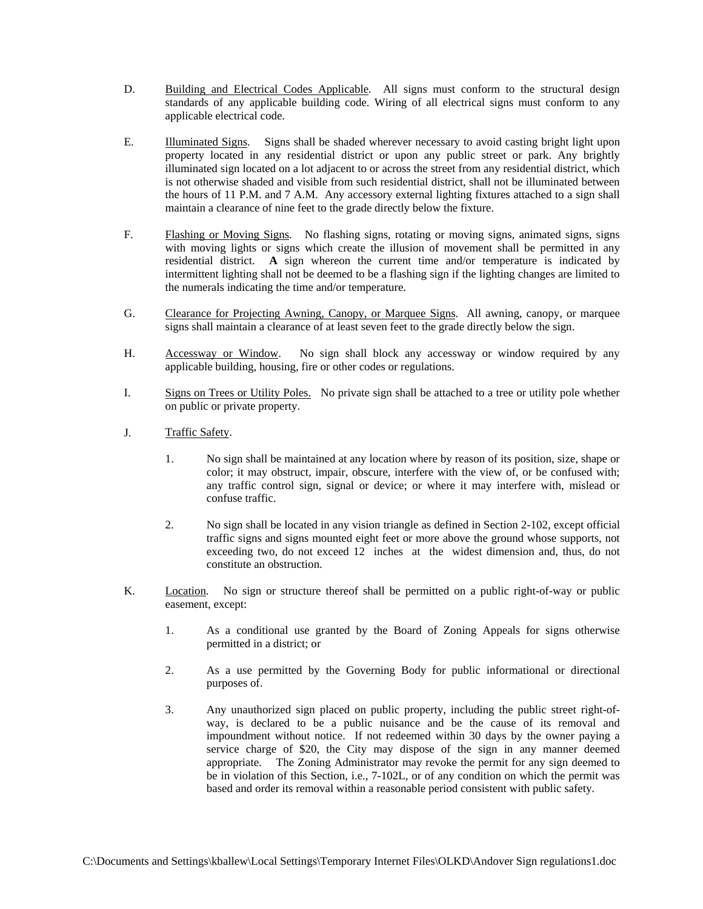D. Building and Electrical Codes Applicable. All signs must conform to the structural design standards of any applicable building code. Wiring of all electrical signs must conform to any applicable electrical code.

E. Illuminated Signs. Signs shall be shaded wherever necessary to avoid casting bright light upon property located in any residential district or upon any public street or park. Any brightly illuminated sign located on a lot adjacent to or across the street from any residential district, which is not otherwise shaded and visible from such residential district, shall not be illuminated between the hours of 11 P.M. and 7 A.M. Any accessory external lighting fixtures attached to a sign shall maintain a clearance of nine feet to the grade directly below the fixture.

F. Flashing or Moving Signs. No flashing signs, rotating or moving signs, animated signs, signs with moving lights or signs which create the illusion of movement shall be permitted in any residential district. **A** sign whereon the current time and/or temperature is indicated by intermittent lighting shall not be deemed to be a flashing sign if the lighting changes are limited to the numerals indicating the time and/or temperature.

G. Clearance for Projecting Awning, Canopy, or Marquee Signs. All awning, canopy, or marquee signs shall maintain a clearance of at least seven feet to the grade directly below the sign.

H. Accessway or Window. No sign shall block any accessway or window required by any applicable building, housing, fire or other codes or regulations.

I. Signs on Trees or Utility Poles. No private sign shall be attached to a tree or utility pole whether on public or private property.

J. Traffic Safety.

1. No sign shall be maintained at any location where by reason of its position, size, shape or color; it may obstruct, impair, obscure, interfere with the view of, or be confused with; any traffic control sign, signal or device; or where it may interfere with, mislead or confuse traffic.

2. No sign shall be located in any vision triangle as defined in Section 2-102, except official traffic signs and signs mounted eight feet or more above the ground whose supports, not exceeding two, do not exceed 12 inches at the widest dimension and, thus, do not constitute an obstruction.

K. Location. No sign or structure thereof shall be permitted on a public right-of-way or public easement, except:

1. As a conditional use granted by the Board of Zoning Appeals for signs otherwise permitted in a district; or

2. As a use permitted by the Governing Body for public informational or directional purposes of.

3. Any unauthorized sign placed on public property, including the public street right-of-way, is declared to be a public nuisance and be the cause of its removal and impoundment without notice. If not redeemed within 30 days by the owner paying a service charge of $20, the City may dispose of the sign in any manner deemed appropriate. The Zoning Administrator may revoke the permit for any sign deemed to be in violation of this Section, i.e., 7-102L, or of any condition on which the permit was based and order its removal within a reasonable period consistent with public safety.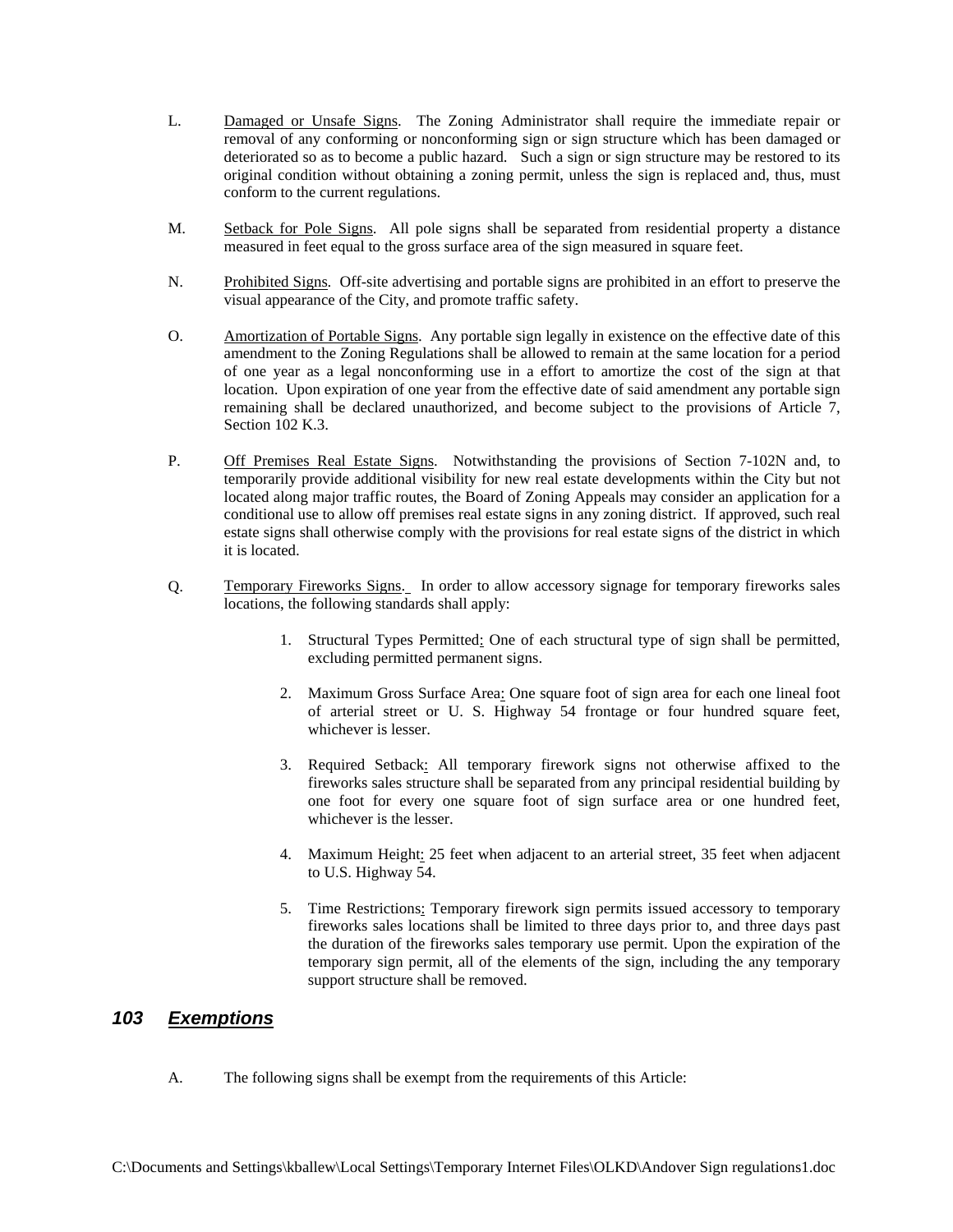L. Damaged or Unsafe Signs. The Zoning Administrator shall require the immediate repair or removal of any conforming or nonconforming sign or sign structure which has been damaged or deteriorated so as to become a public hazard. Such a sign or sign structure may be restored to its original condition without obtaining a zoning permit, unless the sign is replaced and, thus, must conform to the current regulations.

M. Setback for Pole Signs. All pole signs shall be separated from residential property a distance measured in feet equal to the gross surface area of the sign measured in square feet.

N. Prohibited Signs. Off-site advertising and portable signs are prohibited in an effort to preserve the visual appearance of the City, and promote traffic safety.

O. Amortization of Portable Signs. Any portable sign legally in existence on the effective date of this amendment to the Zoning Regulations shall be allowed to remain at the same location for a period of one year as a legal nonconforming use in a effort to amortize the cost of the sign at that location. Upon expiration of one year from the effective date of said amendment any portable sign remaining shall be declared unauthorized, and become subject to the provisions of Article 7, Section 102 K.3.

P. Off Premises Real Estate Signs. Notwithstanding the provisions of Section 7-102N and, to temporarily provide additional visibility for new real estate developments within the City but not located along major traffic routes, the Board of Zoning Appeals may consider an application for a conditional use to allow off premises real estate signs in any zoning district. If approved, such real estate signs shall otherwise comply with the provisions for real estate signs of the district in which it is located.

Q. Temporary Fireworks Signs. In order to allow accessory signage for temporary fireworks sales locations, the following standards shall apply:

1. Structural Types Permitted: One of each structural type of sign shall be permitted, excluding permitted permanent signs.

2. Maximum Gross Surface Area: One square foot of sign area for each one lineal foot of arterial street or U. S. Highway 54 frontage or four hundred square feet, whichever is lesser.

3. Required Setback: All temporary firework signs not otherwise affixed to the fireworks sales structure shall be separated from any principal residential building by one foot for every one square foot of sign surface area or one hundred feet, whichever is the lesser.

4. Maximum Height: 25 feet when adjacent to an arterial street, 35 feet when adjacent to U.S. Highway 54.

5. Time Restrictions: Temporary firework sign permits issued accessory to temporary fireworks sales locations shall be limited to three days prior to, and three days past the duration of the fireworks sales temporary use permit. Upon the expiration of the temporary sign permit, all of the elements of the sign, including the any temporary support structure shall be removed.

## ***103 Exemptions***

A. The following signs shall be exempt from the requirements of this Article: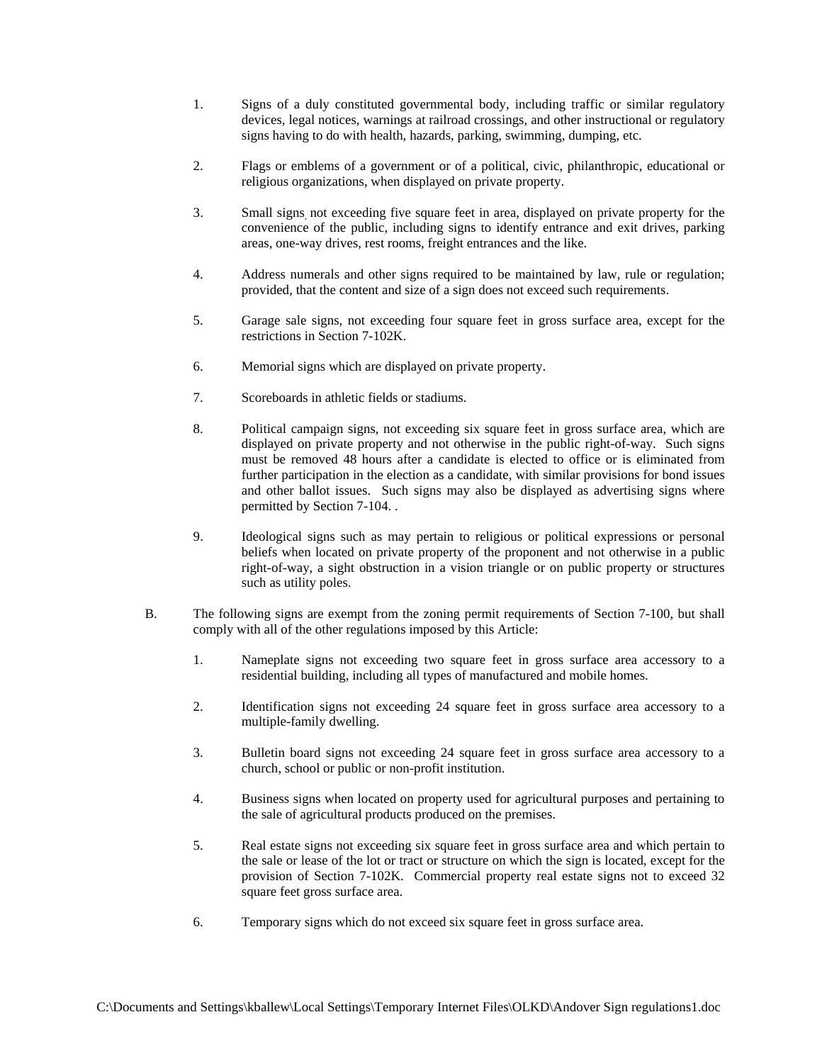1. Signs of a duly constituted governmental body, including traffic or similar regulatory devices, legal notices, warnings at railroad crossings, and other instructional or regulatory signs having to do with health, hazards, parking, swimming, dumping, etc.

2. Flags or emblems of a government or of a political, civic, philanthropic, educational or religious organizations, when displayed on private property.

3. Small signs, not exceeding five square feet in area, displayed on private property for the convenience of the public, including signs to identify entrance and exit drives, parking areas, one-way drives, rest rooms, freight entrances and the like.

4. Address numerals and other signs required to be maintained by law, rule or regulation; provided, that the content and size of a sign does not exceed such requirements.

5. Garage sale signs, not exceeding four square feet in gross surface area, except for the restrictions in Section 7-102K.

6. Memorial signs which are displayed on private property.

7. Scoreboards in athletic fields or stadiums.

8. Political campaign signs, not exceeding six square feet in gross surface area, which are displayed on private property and not otherwise in the public right-of-way. Such signs must be removed 48 hours after a candidate is elected to office or is eliminated from further participation in the election as a candidate, with similar provisions for bond issues and other ballot issues. Such signs may also be displayed as advertising signs where permitted by Section 7-104. .

9. Ideological signs such as may pertain to religious or political expressions or personal beliefs when located on private property of the proponent and not otherwise in a public right-of-way, a sight obstruction in a vision triangle or on public property or structures such as utility poles.

B. The following signs are exempt from the zoning permit requirements of Section 7-100, but shall comply with all of the other regulations imposed by this Article:

1. Nameplate signs not exceeding two square feet in gross surface area accessory to a residential building, including all types of manufactured and mobile homes.

2. Identification signs not exceeding 24 square feet in gross surface area accessory to a multiple-family dwelling.

3. Bulletin board signs not exceeding 24 square feet in gross surface area accessory to a church, school or public or non-profit institution.

4. Business signs when located on property used for agricultural purposes and pertaining to the sale of agricultural products produced on the premises.

5. Real estate signs not exceeding six square feet in gross surface area and which pertain to the sale or lease of the lot or tract or structure on which the sign is located, except for the provision of Section 7-102K. Commercial property real estate signs not to exceed 32 square feet gross surface area.

6. Temporary signs which do not exceed six square feet in gross surface area.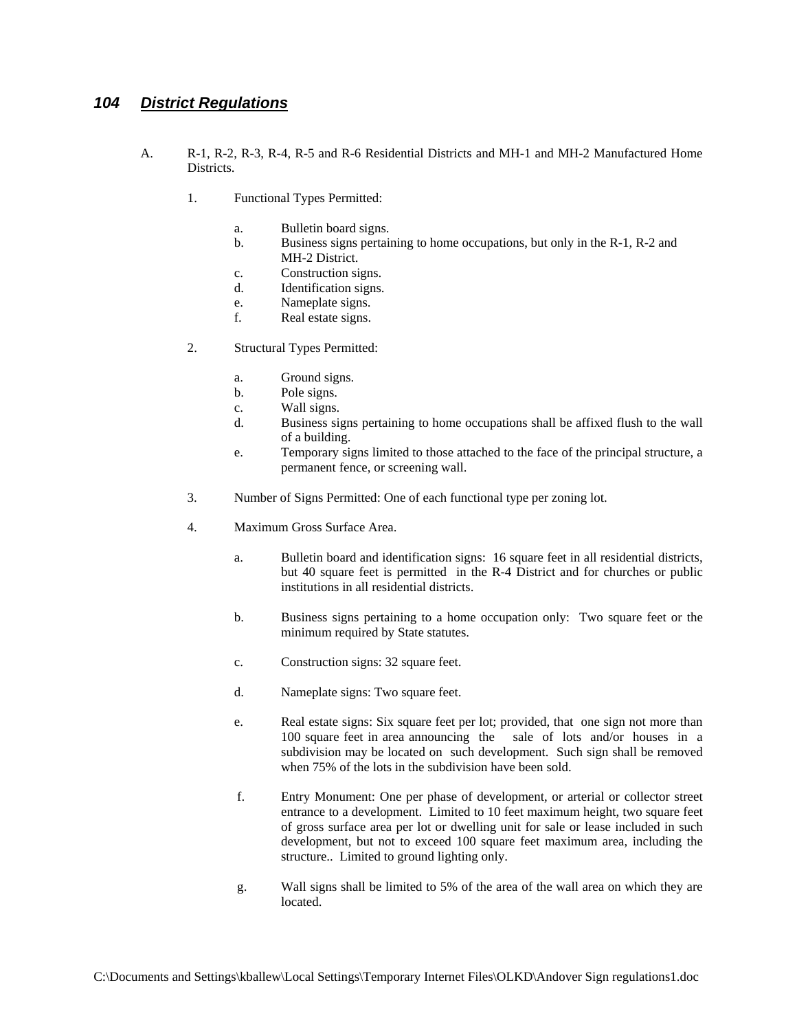## *104 District Regulations*

A. R-1, R-2, R-3, R-4, R-5 and R-6 Residential Districts and MH-1 and MH-2 Manufactured Home Districts.

1. Functional Types Permitted:

   a. Bulletin board signs.
   b. Business signs pertaining to home occupations, but only in the R-1, R-2 and MH-2 District.
   c. Construction signs.
   d. Identification signs.
   e. Nameplate signs.
   f. Real estate signs.

2. Structural Types Permitted:

   a. Ground signs.
   b. Pole signs.
   c. Wall signs.
   d. Business signs pertaining to home occupations shall be affixed flush to the wall of a building.
   e. Temporary signs limited to those attached to the face of the principal structure, a permanent fence, or screening wall.

3. Number of Signs Permitted: One of each functional type per zoning lot.

4. Maximum Gross Surface Area.

   a. Bulletin board and identification signs: 16 square feet in all residential districts, but 40 square feet is permitted in the R-4 District and for churches or public institutions in all residential districts.

   b. Business signs pertaining to a home occupation only: Two square feet or the minimum required by State statutes.

   c. Construction signs: 32 square feet.

   d. Nameplate signs: Two square feet.

   e. Real estate signs: Six square feet per lot; provided, that one sign not more than 100 square feet in area announcing the sale of lots and/or houses in a subdivision may be located on such development. Such sign shall be removed when 75% of the lots in the subdivision have been sold.

   f. Entry Monument: One per phase of development, or arterial or collector street entrance to a development. Limited to 10 feet maximum height, two square feet of gross surface area per lot or dwelling unit for sale or lease included in such development, but not to exceed 100 square feet maximum area, including the structure.. Limited to ground lighting only.

   g. Wall signs shall be limited to 5% of the area of the wall area on which they are located.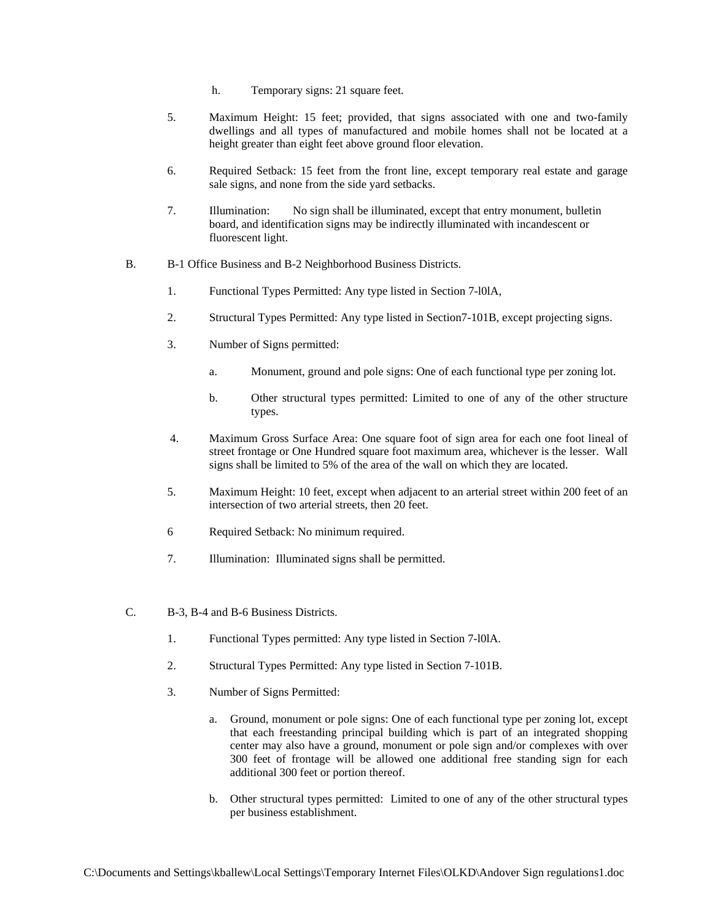h. Temporary signs: 21 square feet.

5. Maximum Height: 15 feet; provided, that signs associated with one and two-family dwellings and all types of manufactured and mobile homes shall not be located at a height greater than eight feet above ground floor elevation.

6. Required Setback: 15 feet from the front line, except temporary real estate and garage sale signs, and none from the side yard setbacks.

7. Illumination: No sign shall be illuminated, except that entry monument, bulletin board, and identification signs may be indirectly illuminated with incandescent or fluorescent light.

B. B-1 Office Business and B-2 Neighborhood Business Districts.

1. Functional Types Permitted: Any type listed in Section 7-l0lA,

2. Structural Types Permitted: Any type listed in Section7-101B, except projecting signs.

3. Number of Signs permitted:

   a. Monument, ground and pole signs: One of each functional type per zoning lot.

   b. Other structural types permitted: Limited to one of any of the other structure types.

4. Maximum Gross Surface Area: One square foot of sign area for each one foot lineal of street frontage or One Hundred square foot maximum area, whichever is the lesser. Wall signs shall be limited to 5% of the area of the wall on which they are located.

5. Maximum Height: 10 feet, except when adjacent to an arterial street within 200 feet of an intersection of two arterial streets, then 20 feet.

6 Required Setback: No minimum required.

7. Illumination: Illuminated signs shall be permitted.

C. B-3, B-4 and B-6 Business Districts.

1. Functional Types permitted: Any type listed in Section 7-l0lA.

2. Structural Types Permitted: Any type listed in Section 7-101B.

3. Number of Signs Permitted:

   a. Ground, monument or pole signs: One of each functional type per zoning lot, except that each freestanding principal building which is part of an integrated shopping center may also have a ground, monument or pole sign and/or complexes with over 300 feet of frontage will be allowed one additional free standing sign for each additional 300 feet or portion thereof.

   b. Other structural types permitted: Limited to one of any of the other structural types per business establishment.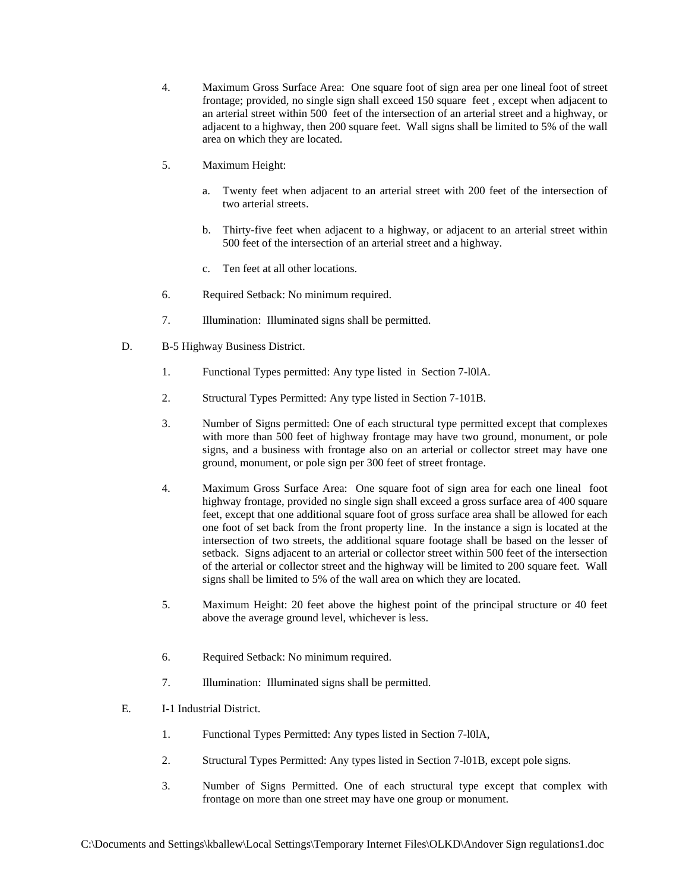4. Maximum Gross Surface Area: One square foot of sign area per one lineal foot of street frontage; provided, no single sign shall exceed 150 square feet , except when adjacent to an arterial street within 500 feet of the intersection of an arterial street and a highway, or adjacent to a highway, then 200 square feet. Wall signs shall be limited to 5% of the wall area on which they are located.

5. Maximum Height:

   a. Twenty feet when adjacent to an arterial street with 200 feet of the intersection of two arterial streets.

   b. Thirty-five feet when adjacent to a highway, or adjacent to an arterial street within 500 feet of the intersection of an arterial street and a highway.

   c. Ten feet at all other locations.

6. Required Setback: No minimum required.

7. Illumination: Illuminated signs shall be permitted.

D. B-5 Highway Business District.

1. Functional Types permitted: Any type listed in Section 7-l0lA.

2. Structural Types Permitted: Any type listed in Section 7-101B.

3. Number of Signs permitted: One of each structural type permitted except that complexes with more than 500 feet of highway frontage may have two ground, monument, or pole signs, and a business with frontage also on an arterial or collector street may have one ground, monument, or pole sign per 300 feet of street frontage.

4. Maximum Gross Surface Area: One square foot of sign area for each one lineal foot highway frontage, provided no single sign shall exceed a gross surface area of 400 square feet, except that one additional square foot of gross surface area shall be allowed for each one foot of set back from the front property line. In the instance a sign is located at the intersection of two streets, the additional square footage shall be based on the lesser of setback. Signs adjacent to an arterial or collector street within 500 feet of the intersection of the arterial or collector street and the highway will be limited to 200 square feet. Wall signs shall be limited to 5% of the wall area on which they are located.

5. Maximum Height: 20 feet above the highest point of the principal structure or 40 feet above the average ground level, whichever is less.

6. Required Setback: No minimum required.

7. Illumination: Illuminated signs shall be permitted.

E. I-1 Industrial District.

1. Functional Types Permitted: Any types listed in Section 7-l0lA,

2. Structural Types Permitted: Any types listed in Section 7-l01B, except pole signs.

3. Number of Signs Permitted. One of each structural type except that complex with frontage on more than one street may have one group or monument.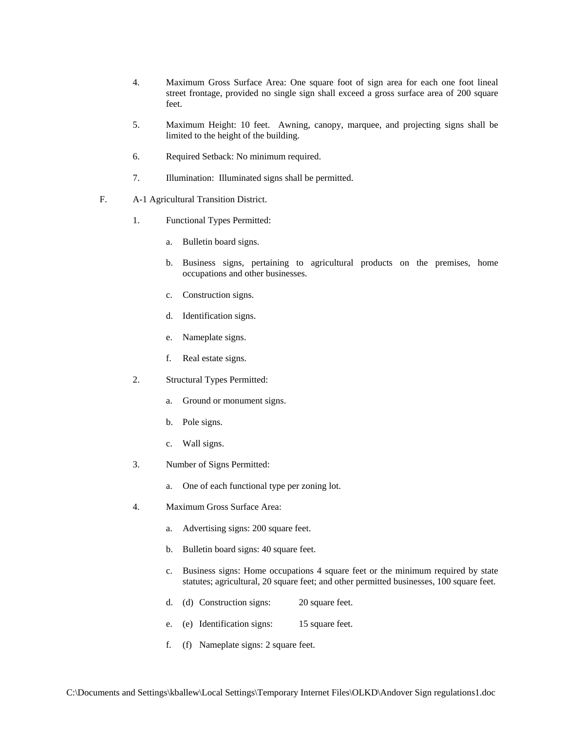4. Maximum Gross Surface Area: One square foot of sign area for each one foot lineal street frontage, provided no single sign shall exceed a gross surface area of 200 square feet.

5. Maximum Height: 10 feet. Awning, canopy, marquee, and projecting signs shall be limited to the height of the building.

6. Required Setback: No minimum required.

7. Illumination: Illuminated signs shall be permitted.

F. A-1 Agricultural Transition District.

1. Functional Types Permitted:

   a. Bulletin board signs.

   b. Business signs, pertaining to agricultural products on the premises, home occupations and other businesses.

   c. Construction signs.

   d. Identification signs.

   e. Nameplate signs.

   f. Real estate signs.

2. Structural Types Permitted:

   a. Ground or monument signs.

   b. Pole signs.

   c. Wall signs.

3. Number of Signs Permitted:

   a. One of each functional type per zoning lot.

4. Maximum Gross Surface Area:

   a. Advertising signs: 200 square feet.

   b. Bulletin board signs: 40 square feet.

   c. Business signs: Home occupations 4 square feet or the minimum required by state statutes; agricultural, 20 square feet; and other permitted businesses, 100 square feet.

   d. (d) Construction signs: 20 square feet.

   e. (e) Identification signs: 15 square feet.

   f. (f) Nameplate signs: 2 square feet.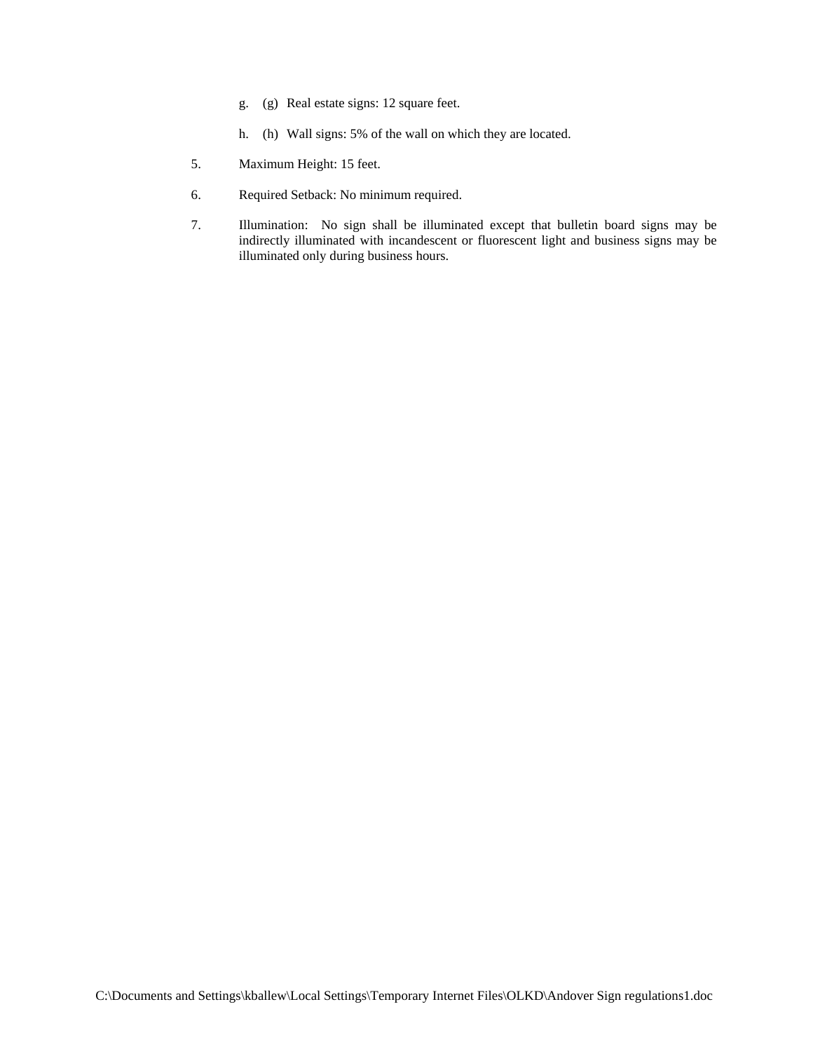g. (g) Real estate signs: 12 square feet.

h. (h) Wall signs: 5% of the wall on which they are located.

5. Maximum Height: 15 feet.

6. Required Setback: No minimum required.

7. Illumination: No sign shall be illuminated except that bulletin board signs may be indirectly illuminated with incandescent or fluorescent light and business signs may be illuminated only during business hours.